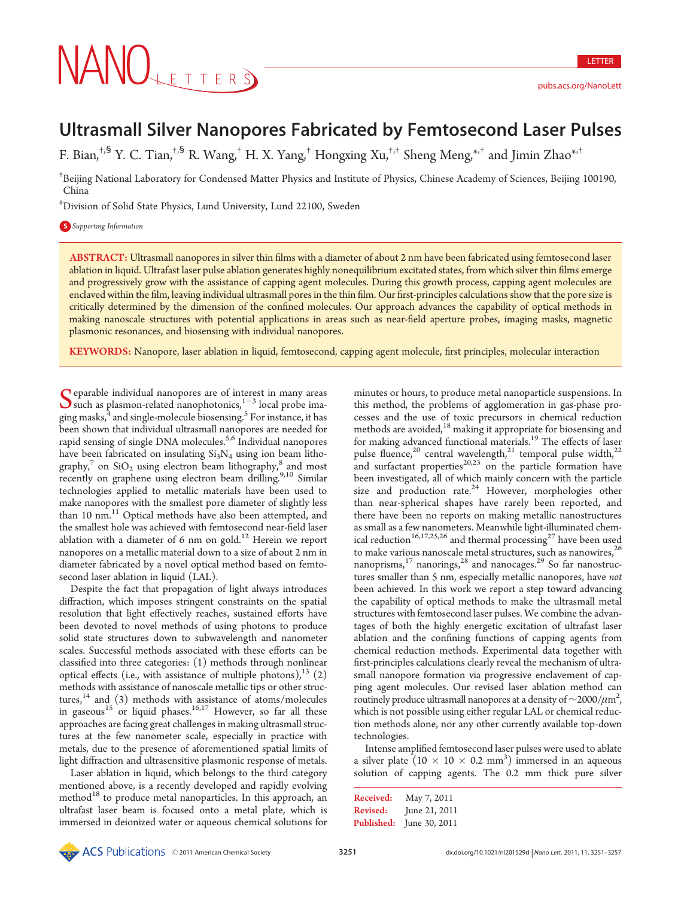# Ultrasmall Silver Nanopores Fabricated by Femtosecond Laser Pulses

F. Bian,[†,§] Y. C. Tian,[†,§] R. Wang,[†] H. X. Yang,[†] Hongxing Xu,[†,‡] Sheng Meng,[*,†] and Jimin Zhao[*,†]

[†]Beijing National Laboratory for Condensed Matter Physics and Institute of Physics, Chinese Academy of Sciences, Beijing 100190, China

[‡]Division of Solid State Physics, Lund University, Lund 22100, Sweden

Supporting Information

**ABSTRACT:** Ultrasmall nanopores in silver thin films with a diameter of about 2 nm have been fabricated using femtosecond laser ablation in liquid. Ultrafast laser pulse ablation generates highly nonequilibrium excitated states, from which silver thin films emerge and progressively grow with the assistance of capping agent molecules. During this growth process, capping agent molecules are enclaved within the film, leaving individual ultrasmall pores in the thin film. Our first-principles calculations show that the pore size is critically determined by the dimension of the confined molecules. Our approach advances the capability of optical methods in making nanoscale structures with potential applications in areas such as near-field aperture probes, imaging masks, magnetic plasmonic resonances, and biosensing with individual nanopores.

**KEYWORDS:** Nanopore, laser ablation in liquid, femtosecond, capping agent molecule, first principles, molecular interaction

Separable individual nanopores are of interest in many areas such as plasmon-related nanophotonics,[1−3] local probe imaging masks,[4] and single-molecule biosensing.[5] For instance, it has been shown that individual ultrasmall nanopores are needed for rapid sensing of single DNA molecules.[5,6] Individual nanopores have been fabricated on insulating $Si_3N_4$ using ion beam lithography,[7] on $SiO_2$ using electron beam lithography,[8] and most recently on graphene using electron beam drilling.[9,10] Similar technologies applied to metallic materials have been used to make nanopores with the smallest pore diameter of slightly less than 10 nm.[11] Optical methods have also been attempted, and the smallest hole was achieved with femtosecond near-field laser ablation with a diameter of 6 nm on gold.[12] Herein we report nanopores on a metallic material down to a size of about 2 nm in diameter fabricated by a novel optical method based on femtosecond laser ablation in liquid (LAL).

Despite the fact that propagation of light always introduces diffraction, which imposes stringent constraints on the spatial resolution that light effectively reaches, sustained efforts have been devoted to novel methods of using photons to produce solid state structures down to subwavelength and nanometer scales. Successful methods associated with these efforts can be classified into three categories: (1) methods through nonlinear optical effects (i.e., with assistance of multiple photons),[13] (2) methods with assistance of nanoscale metallic tips or other structures,[14] and (3) methods with assistance of atoms/molecules in gaseous[15] or liquid phases.[16,17] However, so far all these approaches are facing great challenges in making ultrasmall structures at the few nanometer scale, especially in practice with metals, due to the presence of aforementioned spatial limits of light diffraction and ultrasensitive plasmonic response of metals.

Laser ablation in liquid, which belongs to the third category mentioned above, is a recently developed and rapidly evolving method[18] to produce metal nanoparticles. In this approach, an ultrafast laser beam is focused onto a metal plate, which is immersed in deionized water or aqueous chemical solutions for minutes or hours, to produce metal nanoparticle suspensions. In this method, the problems of agglomeration in gas-phase processes and the use of toxic precursors in chemical reduction methods are avoided,[18] making it appropriate for biosensing and for making advanced functional materials.[19] The effects of laser pulse fluence,[20] central wavelength,[21] temporal pulse width,[22] and surfactant properties[20,23] on the particle formation have been investigated, all of which mainly concern with the particle size and production rate.[24] However, morphologies other than near-spherical shapes have rarely been reported, and there have been no reports on making metallic nanostructures as small as a few nanometers. Meanwhile light-illuminated chemical reduction[16,17,25,26] and thermal processing[27] have been used to make various nanoscale metal structures, such as nanowires,[26] nanoprisms,[17] nanorings,[28] and nanocages.[29] So far nanostructures smaller than 5 nm, especially metallic nanopores, have *not* been achieved. In this work we report a step toward advancing the capability of optical methods to make the ultrasmall metal structures with femtosecond laser pulses. We combine the advantages of both the highly energetic excitation of ultrafast laser ablation and the confining functions of capping agents from chemical reduction methods. Experimental data together with first-principles calculations clearly reveal the mechanism of ultrasmall nanopore formation via progressive enclavement of capping agent molecules. Our revised laser ablation method can routinely produce ultrasmall nanopores at a density of $\sim 2000/\mu m^2$, which is not possible using either regular LAL or chemical reduction methods alone, nor any other currently available top-down technologies.

Intense amplified femtosecond laser pulses were used to ablate a silver plate ($10 \times 10 \times 0.2$ mm$^3$) immersed in an aqueous solution of capping agents. The 0.2 mm thick pure silver

Received: May 7, 2011
Revised: June 21, 2011
Published: June 30, 2011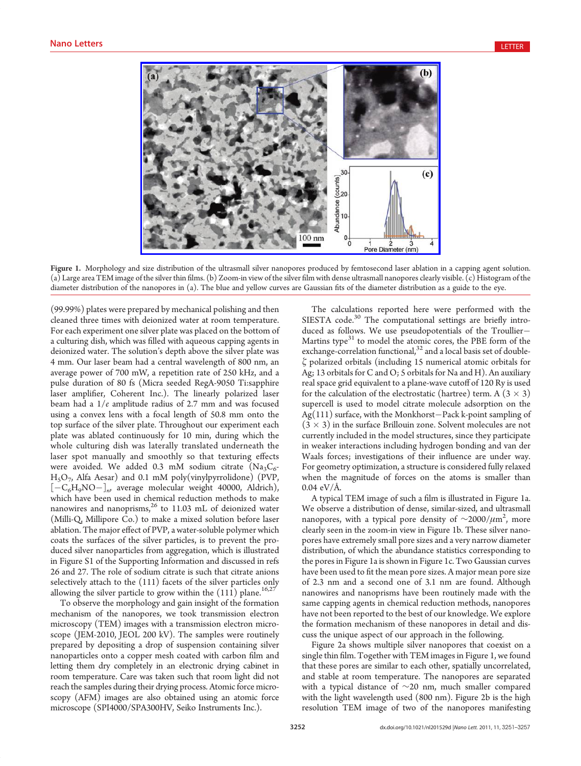Figure 1. Morphology and size distribution of the ultrasmall silver nanopores produced by femtosecond laser ablation in a capping agent solution. (a) Large area TEM image of the silver thin films. (b) Zoom-in view of the silver film with dense ultrasmall nanopores clearly visible. (c) Histogram of the diameter distribution of the nanopores in (a). The blue and yellow curves are Gaussian fits of the diameter distribution as a guide to the eye.

(99.99%) plates were prepared by mechanical polishing and then cleaned three times with deionized water at room temperature. For each experiment one silver plate was placed on the bottom of a culturing dish, which was filled with aqueous capping agents in deionized water. The solution's depth above the silver plate was 4 mm. Our laser beam had a central wavelength of 800 nm, an average power of 700 mW, a repetition rate of 250 kHz, and a pulse duration of 80 fs (Micra seeded RegA-9050 Ti:sapphire laser amplifier, Coherent Inc.). The linearly polarized laser beam had a $1/e$ amplitude radius of 2.7 mm and was focused using a convex lens with a focal length of 50.8 mm onto the top surface of the silver plate. Throughout our experiment each plate was ablated continuously for 10 min, during which the whole culturing dish was laterally translated underneath the laser spot manually and smoothly so that texturing effects were avoided. We added 0.3 mM sodium citrate ($Na_3C_6H_5O_7$, Alfa Aesar) and 0.1 mM poly(vinylpyrrolidone) (PVP, $[-C_6H_9NO-]_n$, average molecular weight 40000, Aldrich), which have been used in chemical reduction methods to make nanowires and nanoprisms,[26] to 11.03 mL of deionized water (Milli-Q, Millipore Co.) to make a mixed solution before laser ablation. The major effect of PVP, a water-soluble polymer which coats the surfaces of the silver particles, is to prevent the produced silver nanoparticles from aggregation, which is illustrated in Figure S1 of the Supporting Information and discussed in refs 26 and 27. The role of sodium citrate is such that citrate anions selectively attach to the (111) facets of the silver particles only allowing the silver particle to grow within the (111) plane.[16,27]

To observe the morphology and gain insight of the formation mechanism of the nanopores, we took transmission electron microscopy (TEM) images with a transmission electron microscope (JEM-2010, JEOL 200 kV). The samples were routinely prepared by depositing a drop of suspension containing silver nanoparticles onto a copper mesh coated with carbon film and letting them dry completely in an electronic drying cabinet in room temperature. Care was taken such that room light did not reach the samples during their drying process. Atomic force microscopy (AFM) images are also obtained using an atomic force microscope (SPI4000/SPA300HV, Seiko Instruments Inc.).

The calculations reported here were performed with the SIESTA code.[30] The computational settings are briefly introduced as follows. We use pseudopotentials of the Troullier–Martins type[31] to model the atomic cores, the PBE form of the exchange-correlation functional,[32] and a local basis set of double-ζ polarized orbitals (including 15 numerical atomic orbitals for Ag; 13 orbitals for C and O; 5 orbitals for Na and H). An auxiliary real space grid equivalent to a plane-wave cutoff of 120 Ry is used for the calculation of the electrostatic (hartree) term. A $(3 \times 3)$ supercell is used to model citrate molecule adsorption on the Ag(111) surface, with the Monkhorst–Pack k-point sampling of $(3 \times 3)$ in the surface Brillouin zone. Solvent molecules are not currently included in the model structures, since they participate in weaker interactions including hydrogen bonding and van der Waals forces; investigations of their influence are under way. For geometry optimization, a structure is considered fully relaxed when the magnitude of forces on the atoms is smaller than 0.04 eV/Å.

A typical TEM image of such a film is illustrated in Figure 1a. We observe a distribution of dense, similar-sized, and ultrasmall nanopores, with a typical pore density of $\sim$2000/$\mu$m$^2$, more clearly seen in the zoom-in view in Figure 1b. These silver nanopores have extremely small pore sizes and a very narrow diameter distribution, of which the abundance statistics corresponding to the pores in Figure 1a is shown in Figure 1c. Two Gaussian curves have been used to fit the mean pore sizes. A major mean pore size of 2.3 nm and a second one of 3.1 nm are found. Although nanowires and nanoprisms have been routinely made with the same capping agents in chemical reduction methods, nanopores have not been reported to the best of our knowledge. We explore the formation mechanism of these nanopores in detail and discuss the unique aspect of our approach in the following.

Figure 2a shows multiple silver nanopores that coexist on a single thin film. Together with TEM images in Figure 1, we found that these pores are similar to each other, spatially uncorrelated, and stable at room temperature. The nanopores are separated with a typical distance of $\sim$20 nm, much smaller compared with the light wavelength used (800 nm). Figure 2b is the high resolution TEM image of two of the nanopores manifesting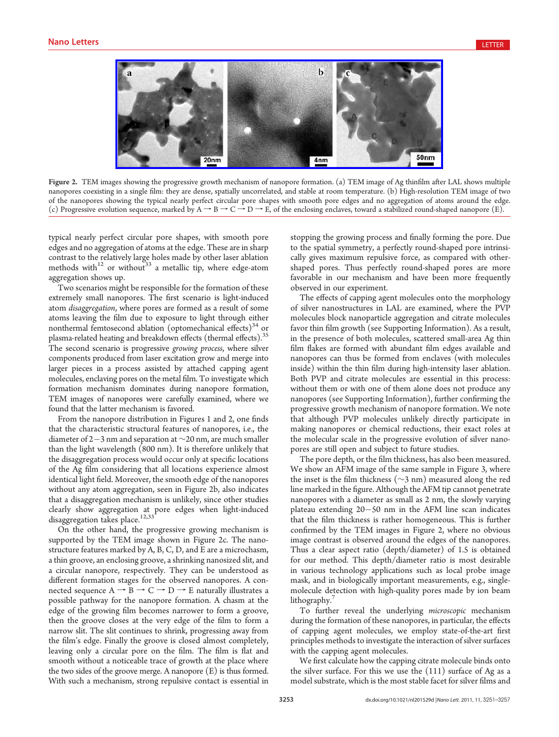Figure 2. TEM images showing the progressive growth mechanism of nanopore formation. (a) TEM image of Ag thinfilm after LAL shows multiple nanopores coexisting in a single film: they are dense, spatially uncorrelated, and stable at room temperature. (b) High-resolution TEM image of two of the nanopores showing the typical nearly perfect circular pore shapes with smooth pore edges and no aggregation of atoms around the edge. (c) Progressive evolution sequence, marked by A → B → C → D → E, of the enclosing enclaves, toward a stabilized round-shaped nanopore (E).

typical nearly perfect circular pore shapes, with smooth pore edges and no aggregation of atoms at the edge. These are in sharp contrast to the relatively large holes made by other laser ablation methods with[12] or without[33] a metallic tip, where edge-atom aggregation shows up.

Two scenarios might be responsible for the formation of these extremely small nanopores. The first scenario is light-induced atom *disaggregation*, where pores are formed as a result of some atoms leaving the film due to exposure to light through either nonthermal femtosecond ablation (optomechanical effects)[34] or plasma-related heating and breakdown effects (thermal effects).[35] The second scenario is progressive *growing process*, where silver components produced from laser excitation grow and merge into larger pieces in a process assisted by attached capping agent molecules, enclaving pores on the metal film. To investigate which formation mechanism dominates during nanopore formation, TEM images of nanopores were carefully examined, where we found that the latter mechanism is favored.

From the nanopore distribution in Figures 1 and 2, one finds that the characteristic structural features of nanopores, i.e., the diameter of 2−3 nm and separation at ~20 nm, are much smaller than the light wavelength (800 nm). It is therefore unlikely that the disaggregation process would occur only at specific locations of the Ag film considering that all locations experience almost identical light field. Moreover, the smooth edge of the nanopores without any atom aggregation, seen in Figure 2b, also indicates that a disaggregation mechanism is unlikely, since other studies clearly show aggregation at pore edges when light-induced disaggregation takes place.[12,33]

On the other hand, the progressive growing mechanism is supported by the TEM image shown in Figure 2c. The nanostructure features marked by A, B, C, D, and E are a microchasm, a thin groove, an enclosing groove, a shrinking nanosized slit, and a circular nanopore, respectively. They can be understood as different formation stages for the observed nanopores. A connected sequence A → B → C → D → E naturally illustrates a possible pathway for the nanopore formation. A chasm at the edge of the growing film becomes narrower to form a groove, then the groove closes at the very edge of the film to form a narrow slit. The slit continues to shrink, progressing away from the film's edge. Finally the groove is closed almost completely, leaving only a circular pore on the film. The film is flat and smooth without a noticeable trace of growth at the place where the two sides of the groove merge. A nanopore (E) is thus formed. With such a mechanism, strong repulsive contact is essential in stopping the growing process and finally forming the pore. Due to the spatial symmetry, a perfectly round-shaped pore intrinsically gives maximum repulsive force, as compared with other-shaped pores. Thus perfectly round-shaped pores are more favorable in our mechanism and have been more frequently observed in our experiment.

The effects of capping agent molecules onto the morphology of silver nanostructures in LAL are examined, where the PVP molecules block nanoparticle aggregation and citrate molecules favor thin film growth (see Supporting Information). As a result, in the presence of both molecules, scattered small-area Ag thin film flakes are formed with abundant film edges available and nanopores can thus be formed from enclaves (with molecules inside) within the thin film during high-intensity laser ablation. Both PVP and citrate molecules are essential in this process: without them or with one of them alone does not produce any nanopores (see Supporting Information), further confirming the progressive growth mechanism of nanopore formation. We note that although PVP molecules unlikely directly participate in making nanopores or chemical reductions, their exact roles at the molecular scale in the progressive evolution of silver nanopores are still open and subject to future studies.

The pore depth, or the film thickness, has also been measured. We show an AFM image of the same sample in Figure 3, where the inset is the film thickness (~3 nm) measured along the red line marked in the figure. Although the AFM tip cannot penetrate nanopores with a diameter as small as 2 nm, the slowly varying plateau extending 20−50 nm in the AFM line scan indicates that the film thickness is rather homogeneous. This is further confirmed by the TEM images in Figure 2, where no obvious image contrast is observed around the edges of the nanopores. Thus a clear aspect ratio (depth/diameter) of 1.5 is obtained for our method. This depth/diameter ratio is most desirable in various technology applications such as local probe image mask, and in biologically important measurements, e.g., single-molecule detection with high-quality pores made by ion beam lithography.[7]

To further reveal the underlying *microscopic* mechanism during the formation of these nanopores, in particular, the effects of capping agent molecules, we employ state-of-the-art first principles methods to investigate the interaction of silver surfaces with the capping agent molecules.

We first calculate how the capping citrate molecule binds onto the silver surface. For this we use the (111) surface of Ag as a model substrate, which is the most stable facet for silver films and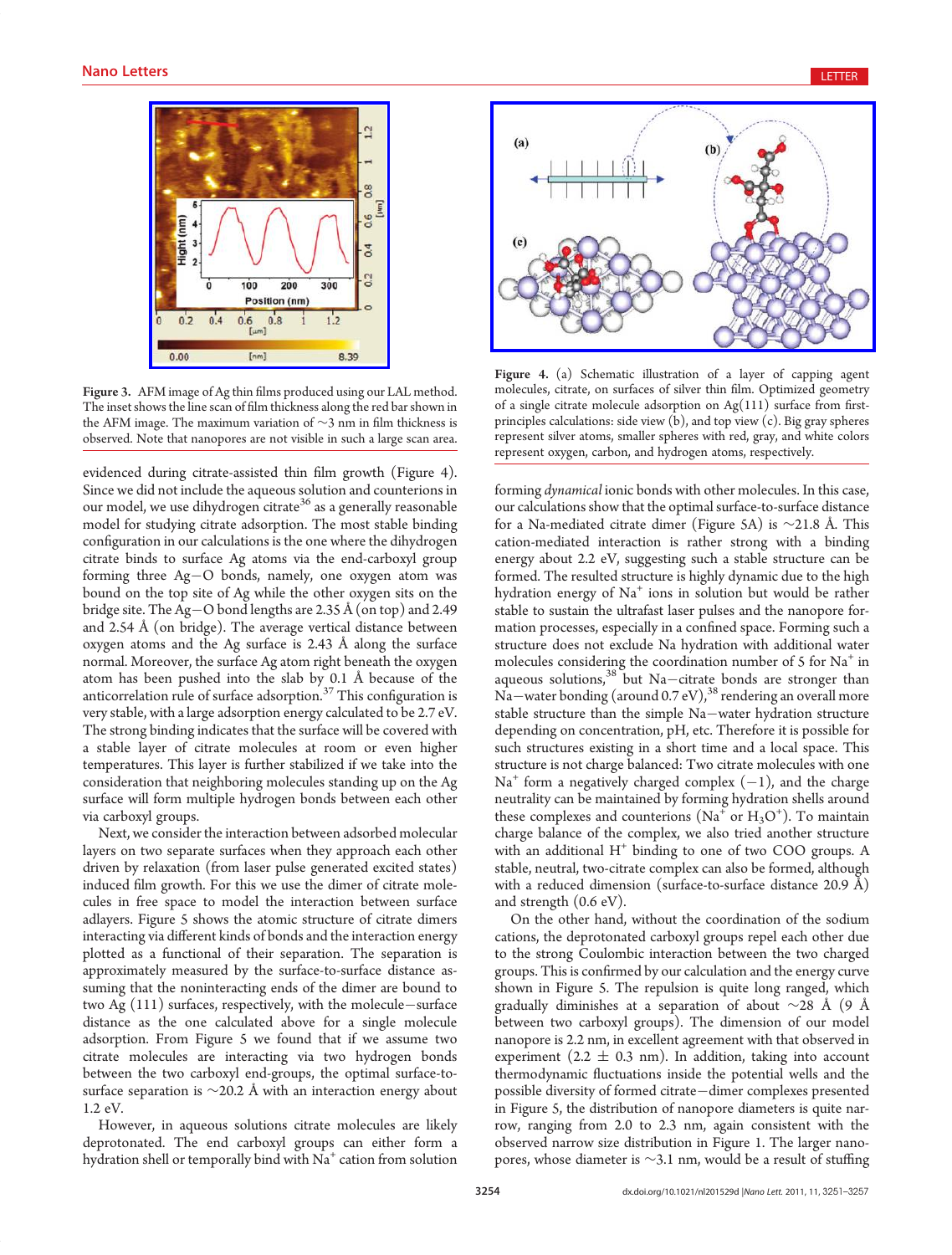Figure 3. AFM image of Ag thin films produced using our LAL method. The inset shows the line scan of film thickness along the red bar shown in the AFM image. The maximum variation of ~3 nm in film thickness is observed. Note that nanopores are not visible in such a large scan area.

Figure 4. (a) Schematic illustration of a layer of capping agent molecules, citrate, on surfaces of silver thin film. Optimized geometry of a single citrate molecule adsorption on Ag(111) surface from first-principles calculations: side view (b), and top view (c). Big gray spheres represent silver atoms, smaller spheres with red, gray, and white colors represent oxygen, carbon, and hydrogen atoms, respectively.

evidenced during citrate-assisted thin film growth (Figure 4). Since we did not include the aqueous solution and counterions in our model, we use dihydrogen citrate[36] as a generally reasonable model for studying citrate adsorption. The most stable binding configuration in our calculations is the one where the dihydrogen citrate binds to surface Ag atoms via the end-carboxyl group forming three Ag−O bonds, namely, one oxygen atom was bound on the top site of Ag while the other oxygen sits on the bridge site. The Ag−O bond lengths are 2.35 Å (on top) and 2.49 and 2.54 Å (on bridge). The average vertical distance between oxygen atoms and the Ag surface is 2.43 Å along the surface normal. Moreover, the surface Ag atom right beneath the oxygen atom has been pushed into the slab by 0.1 Å because of the anticorrelation rule of surface adsorption.[37] This configuration is very stable, with a large adsorption energy calculated to be 2.7 eV. The strong binding indicates that the surface will be covered with a stable layer of citrate molecules at room or even higher temperatures. This layer is further stabilized if we take into the consideration that neighboring molecules standing up on the Ag surface will form multiple hydrogen bonds between each other via carboxyl groups.

Next, we consider the interaction between adsorbed molecular layers on two separate surfaces when they approach each other driven by relaxation (from laser pulse generated excited states) induced film growth. For this we use the dimer of citrate molecules in free space to model the interaction between surface adlayers. Figure 5 shows the atomic structure of citrate dimers interacting via different kinds of bonds and the interaction energy plotted as a functional of their separation. The separation is approximately measured by the surface-to-surface distance assuming that the noninteracting ends of the dimer are bound to two Ag (111) surfaces, respectively, with the molecule−surface distance as the one calculated above for a single molecule adsorption. From Figure 5 we found that if we assume two citrate molecules are interacting via two hydrogen bonds between the two carboxyl end-groups, the optimal surface-to-surface separation is ~20.2 Å with an interaction energy about 1.2 eV.

However, in aqueous solutions citrate molecules are likely deprotonated. The end carboxyl groups can either form a hydration shell or temporally bind with $Na^+$ cation from solution forming *dynamical* ionic bonds with other molecules. In this case, our calculations show that the optimal surface-to-surface distance for a Na-mediated citrate dimer (Figure 5A) is ~21.8 Å. This cation-mediated interaction is rather strong with a binding energy about 2.2 eV, suggesting such a stable structure can be formed. The resulted structure is highly dynamic due to the high hydration energy of $Na^+$ ions in solution but would be rather stable to sustain the ultrafast laser pulses and the nanopore formation processes, especially in a confined space. Forming such a structure does not exclude Na hydration with additional water molecules considering the coordination number of 5 for $Na^+$ in aqueous solutions,[38] but Na−citrate bonds are stronger than Na−water bonding (around 0.7 eV),[38] rendering an overall more stable structure than the simple Na−water hydration structure depending on concentration, pH, etc. Therefore it is possible for such structures existing in a short time and a local space. This structure is not charge balanced: Two citrate molecules with one $Na^+$ form a negatively charged complex (−1), and the charge neutrality can be maintained by forming hydration shells around these complexes and counterions ($Na^+$ or $H_3O^+$). To maintain charge balance of the complex, we also tried another structure with an additional $H^+$ binding to one of two COO groups. A stable, neutral, two-citrate complex can also be formed, although with a reduced dimension (surface-to-surface distance 20.9 Å) and strength (0.6 eV).

On the other hand, without the coordination of the sodium cations, the deprotonated carboxyl groups repel each other due to the strong Coulombic interaction between the two charged groups. This is confirmed by our calculation and the energy curve shown in Figure 5. The repulsion is quite long ranged, which gradually diminishes at a separation of about ~28 Å (9 Å between two carboxyl groups). The dimension of our model nanopore is 2.2 nm, in excellent agreement with that observed in experiment (2.2 ± 0.3 nm). In addition, taking into account thermodynamic fluctuations inside the potential wells and the possible diversity of formed citrate−dimer complexes presented in Figure 5, the distribution of nanopore diameters is quite narrow, ranging from 2.0 to 2.3 nm, again consistent with the observed narrow size distribution in Figure 1. The larger nanopores, whose diameter is ~3.1 nm, would be a result of stuffing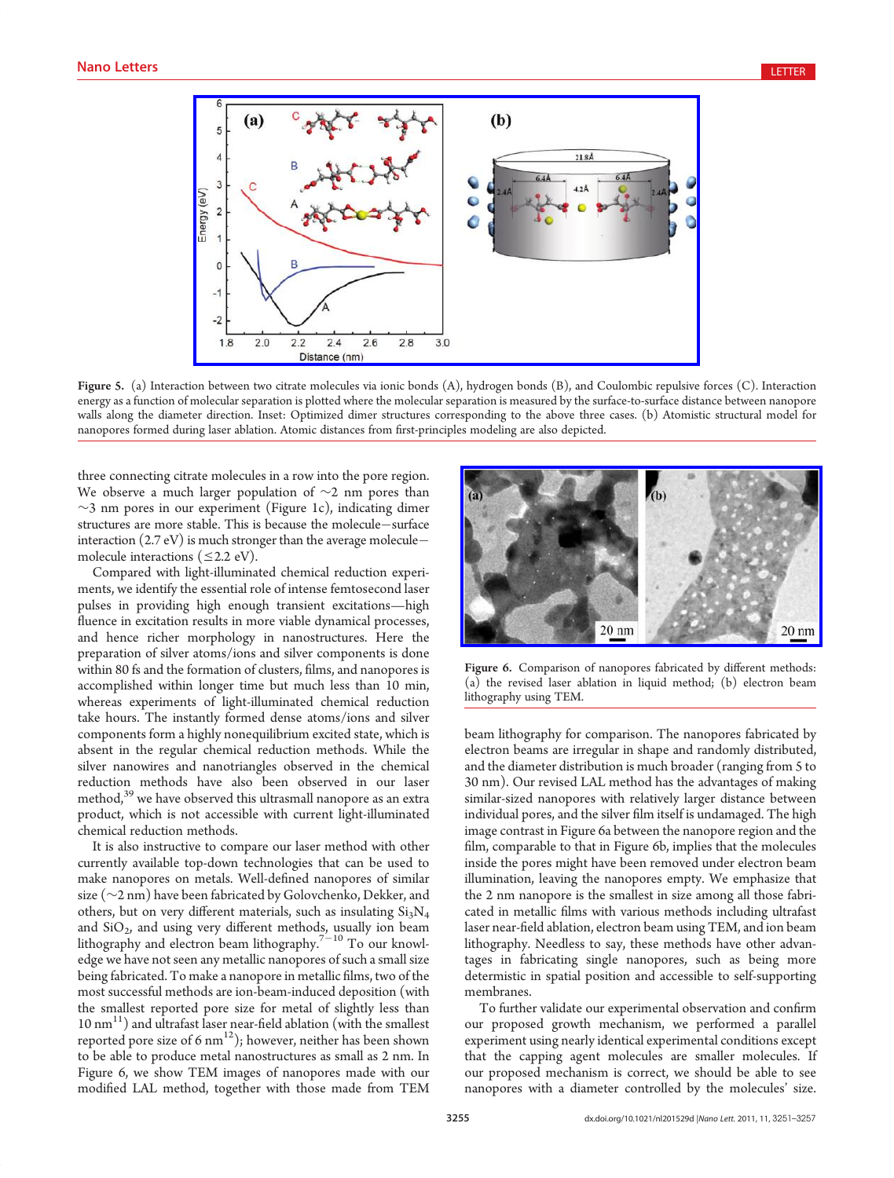Figure 5. (a) Interaction between two citrate molecules via ionic bonds (A), hydrogen bonds (B), and Coulombic repulsive forces (C). Interaction energy as a function of molecular separation is plotted where the molecular separation is measured by the surface-to-surface distance between nanopore walls along the diameter direction. Inset: Optimized dimer structures corresponding to the above three cases. (b) Atomistic structural model for nanopores formed during laser ablation. Atomic distances from first-principles modeling are also depicted.

three connecting citrate molecules in a row into the pore region. We observe a much larger population of ~2 nm pores than ~3 nm pores in our experiment (Figure 1c), indicating dimer structures are more stable. This is because the molecule−surface interaction (2.7 eV) is much stronger than the average molecule−molecule interactions (≤2.2 eV).

Compared with light-illuminated chemical reduction experiments, we identify the essential role of intense femtosecond laser pulses in providing high enough transient excitations—high fluence in excitation results in more viable dynamical processes, and hence richer morphology in nanostructures. Here the preparation of silver atoms/ions and silver components is done within 80 fs and the formation of clusters, films, and nanopores is accomplished within longer time but much less than 10 min, whereas experiments of light-illuminated chemical reduction take hours. The instantly formed dense atoms/ions and silver components form a highly nonequilibrium excited state, which is absent in the regular chemical reduction methods. While the silver nanowires and nanotriangles observed in the chemical reduction methods have also been observed in our laser method,[39] we have observed this ultrasmall nanopore as an extra product, which is not accessible with current light-illuminated chemical reduction methods.

It is also instructive to compare our laser method with other currently available top-down technologies that can be used to make nanopores on metals. Well-defined nanopores of similar size (~2 nm) have been fabricated by Golovchenko, Dekker, and others, but on very different materials, such as insulating $Si_3N_4$ and $SiO_2$, and using very different methods, usually ion beam lithography and electron beam lithography.[7−10] To our knowledge we have not seen any metallic nanopores of such a small size being fabricated. To make a nanopore in metallic films, two of the most successful methods are ion-beam-induced deposition (with the smallest reported pore size for metal of slightly less than 10 nm[11]) and ultrafast laser near-field ablation (with the smallest reported pore size of 6 nm[12]); however, neither has been shown to be able to produce metal nanostructures as small as 2 nm. In Figure 6, we show TEM images of nanopores made with our modified LAL method, together with those made from TEM beam lithography for comparison. The nanopores fabricated by electron beams are irregular in shape and randomly distributed, and the diameter distribution is much broader (ranging from 5 to 30 nm). Our revised LAL method has the advantages of making similar-sized nanopores with relatively larger distance between individual pores, and the silver film itself is undamaged. The high image contrast in Figure 6a between the nanopore region and the film, comparable to that in Figure 6b, implies that the molecules inside the pores might have been removed under electron beam illumination, leaving the nanopores empty. We emphasize that the 2 nm nanopore is the smallest in size among all those fabricated in metallic films with various methods including ultrafast laser near-field ablation, electron beam using TEM, and ion beam lithography. Needless to say, these methods have other advantages in fabricating single nanopores, such as being more deterministic in spatial position and accessible to self-supporting membranes.

Figure 6. Comparison of nanopores fabricated by different methods: (a) the revised laser ablation in liquid method; (b) electron beam lithography using TEM.

To further validate our experimental observation and confirm our proposed growth mechanism, we performed a parallel experiment using nearly identical experimental conditions except that the capping agent molecules are smaller molecules. If our proposed mechanism is correct, we should be able to see nanopores with a diameter controlled by the molecules' size.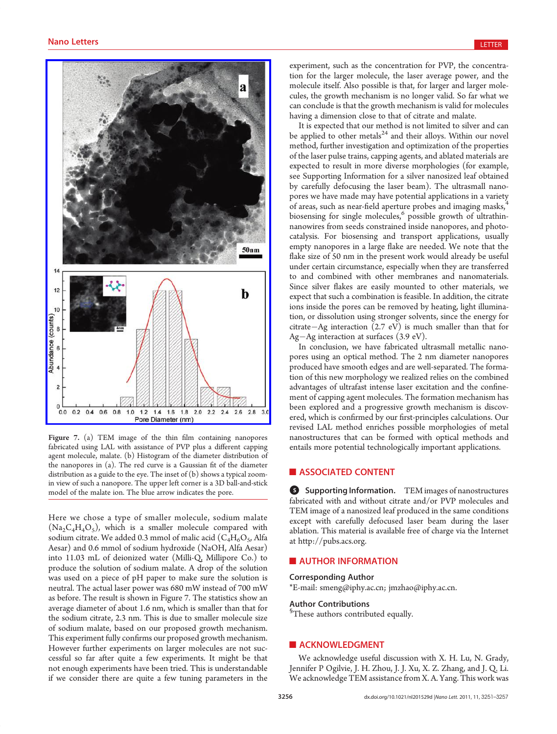Figure 7. (a) TEM image of the thin film containing nanopores fabricated using LAL with assistance of PVP plus a different capping agent molecule, malate. (b) Histogram of the diameter distribution of the nanopores in (a). The red curve is a Gaussian fit of the diameter distribution as a guide to the eye. The inset of (b) shows a typical zoom-in view of such a nanopore. The upper left corner is a 3D ball-and-stick model of the malate ion. The blue arrow indicates the pore.

Here we chose a type of smaller molecule, sodium malate ($Na_2C_4H_4O_5$), which is a smaller molecule compared with sodium citrate. We added 0.3 mmol of malic acid ($C_4H_6O_5$, Alfa Aesar) and 0.6 mmol of sodium hydroxide (NaOH, Alfa Aesar) into 11.03 mL of deionized water (Milli-Q, Millipore Co.) to produce the solution of sodium malate. A drop of the solution was used on a piece of pH paper to make sure the solution is neutral. The actual laser power was 680 mW instead of 700 mW as before. The result is shown in Figure 7. The statistics show an average diameter of about 1.6 nm, which is smaller than that for the sodium citrate, 2.3 nm. This is due to smaller molecule size of sodium malate, based on our proposed growth mechanism. This experiment fully confirms our proposed growth mechanism. However further experiments on larger molecules are not successful so far after quite a few experiments. It might be that not enough experiments have been tried. This is understandable if we consider there are quite a few tuning parameters in the experiment, such as the concentration for PVP, the concentration for the larger molecule, the laser average power, and the molecule itself. Also possible is that, for larger and larger molecules, the growth mechanism is no longer valid. So far what we can conclude is that the growth mechanism is valid for molecules having a dimension close to that of citrate and malate.

It is expected that our method is not limited to silver and can be applied to other metals[24] and their alloys. Within our novel method, further investigation and optimization of the properties of the laser pulse trains, capping agents, and ablated materials are expected to result in more diverse morphologies (for example, see Supporting Information for a silver nanosized leaf obtained by carefully defocusing the laser beam). The ultrasmall nanopores we have made may have potential applications in a variety of areas, such as near-field aperture probes and imaging masks,[4] biosensing for single molecules,[6] possible growth of ultrathin-nanowires from seeds constrained inside nanopores, and photocatalysis. For biosensing and transport applications, usually empty nanopores in a large flake are needed. We note that the flake size of 50 nm in the present work would already be useful under certain circumstance, especially when they are transferred to and combined with other membranes and nanomaterials. Since silver flakes are easily mounted to other materials, we expect that such a combination is feasible. In addition, the citrate ions inside the pores can be removed by heating, light illumination, or dissolution using stronger solvents, since the energy for citrate−Ag interaction (2.7 eV) is much smaller than that for Ag−Ag interaction at surfaces (3.9 eV).

In conclusion, we have fabricated ultrasmall metallic nanopores using an optical method. The 2 nm diameter nanopores produced have smooth edges and are well-separated. The formation of this new morphology we realized relies on the combined advantages of ultrafast intense laser excitation and the confinement of capping agent molecules. The formation mechanism has been explored and a progressive growth mechanism is discovered, which is confirmed by our first-principles calculations. Our revised LAL method enriches possible morphologies of metal nanostructures that can be formed with optical methods and entails more potential technologically important applications.

## ■ ASSOCIATED CONTENT

**Supporting Information.** TEM images of nanostructures fabricated with and without citrate and/or PVP molecules and TEM image of a nanosized leaf produced in the same conditions except with carefully defocused laser beam during the laser ablation. This material is available free of charge via the Internet at http://pubs.acs.org.

## ■ AUTHOR INFORMATION

### Corresponding Author

*E-mail: smeng@iphy.ac.cn; jmzhao@iphy.ac.cn.

### Author Contributions

[§]These authors contributed equally.

## ■ ACKNOWLEDGMENT

We acknowledge useful discussion with X. H. Lu, N. Grady, Jennifer P Ogilvie, J. H. Zhou, J. J. Xu, X. Z. Zhang, and J. Q. Li. We acknowledge TEM assistance from X. A. Yang. This work was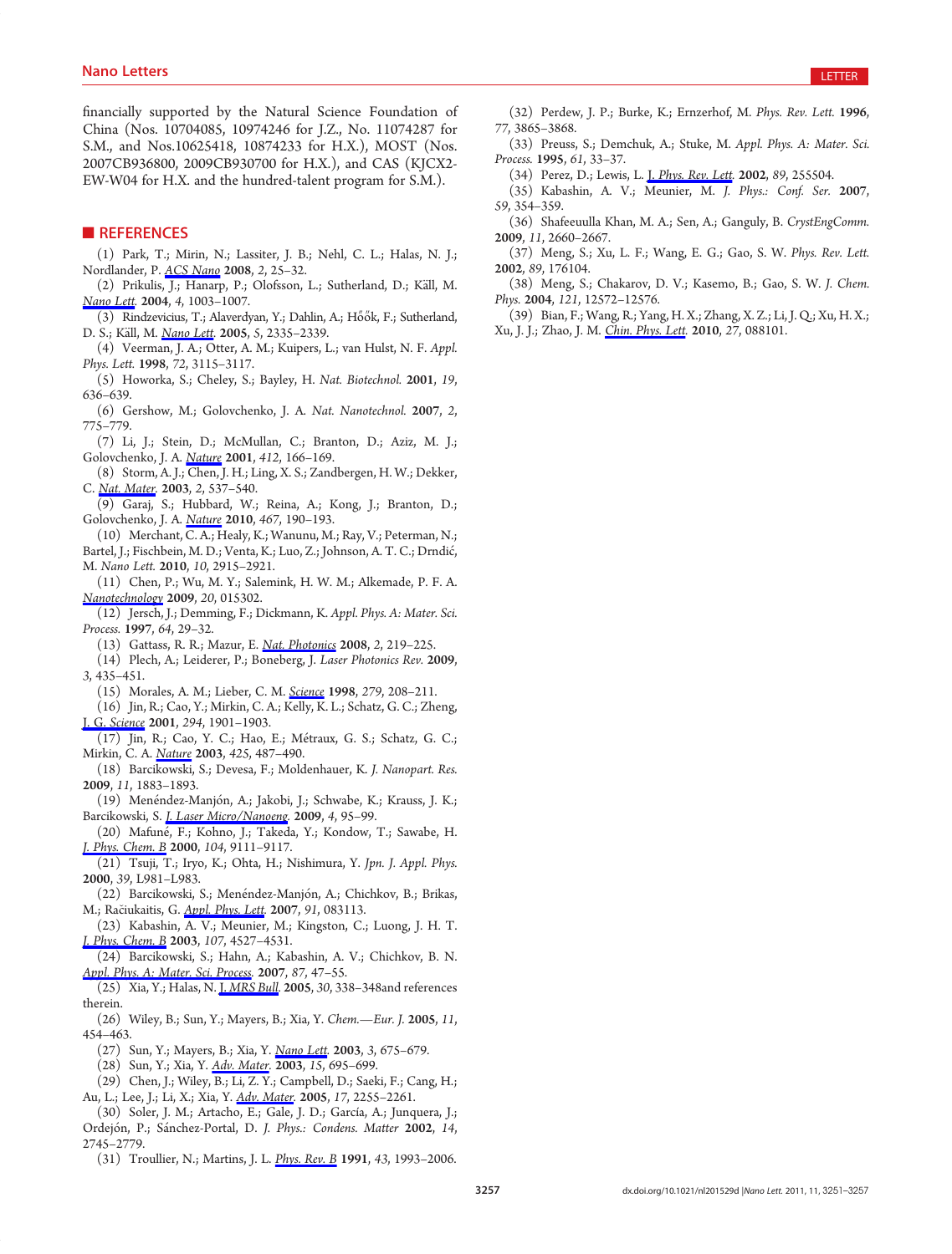financially supported by the Natural Science Foundation of China (Nos. 10704085, 10974246 for J.Z., No. 11074287 for S.M., and Nos.10625418, 10874233 for H.X.), MOST (Nos. 2007CB936800, 2009CB930700 for H.X.), and CAS (KJCX2-EW-W04 for H.X. and the hundred-talent program for S.M.).

## ■ REFERENCES

(1) Park, T.; Mirin, N.; Lassiter, J. B.; Nehl, C. L.; Halas, N. J.; Nordlander, P. *ACS Nano* **2008**, *2*, 25–32.

(2) Prikulis, J.; Hanarp, P.; Olofsson, L.; Sutherland, D.; Käll, M. *Nano Lett.* **2004**, *4*, 1003–1007.

(3) Rindzevicius, T.; Alaverdyan, Y.; Dahlin, A.; Hőők, F.; Sutherland, D. S.; Käll, M. *Nano Lett.* **2005**, *5*, 2335–2339.

(4) Veerman, J. A.; Otter, A. M.; Kuipers, L.; van Hulst, N. F. *Appl. Phys. Lett.* **1998**, *72*, 3115–3117.

(5) Howorka, S.; Cheley, S.; Bayley, H. *Nat. Biotechnol.* **2001**, *19*, 636–639.

(6) Gershow, M.; Golovchenko, J. A. *Nat. Nanotechnol.* **2007**, *2*, 775–779.

(7) Li, J.; Stein, D.; McMullan, C.; Branton, D.; Aziz, M. J.; Golovchenko, J. A. *Nature* **2001**, *412*, 166–169.

(8) Storm, A. J.; Chen, J. H.; Ling, X. S.; Zandbergen, H. W.; Dekker, C. *Nat. Mater.* **2003**, *2*, 537–540.

(9) Garaj, S.; Hubbard, W.; Reina, A.; Kong, J.; Branton, D.; Golovchenko, J. A. *Nature* **2010**, *467*, 190–193.

(10) Merchant, C. A.; Healy, K.; Wanunu, M.; Ray, V.; Peterman, N.; Bartel, J.; Fischbein, M. D.; Venta, K.; Luo, Z.; Johnson, A. T. C.; Drndić, M. *Nano Lett.* **2010**, *10*, 2915–2921.

(11) Chen, P.; Wu, M. Y.; Salemink, H. W. M.; Alkemade, P. F. A. *Nanotechnology* **2009**, *20*, 015302.

(12) Jersch, J.; Demming, F.; Dickmann, K. *Appl. Phys. A: Mater. Sci. Process.* **1997**, *64*, 29–32.

(13) Gattass, R. R.; Mazur, E. *Nat. Photonics* **2008**, *2*, 219–225.

(14) Plech, A.; Leiderer, P.; Boneberg, J. *Laser Photonics Rev.* **2009**, *3*, 435–451.

(15) Morales, A. M.; Lieber, C. M. *Science* **1998**, *279*, 208–211.

(16) Jin, R.; Cao, Y.; Mirkin, C. A.; Kelly, K. L.; Schatz, G. C.; Zheng, J. G. *Science* **2001**, *294*, 1901–1903.

(17) Jin, R.; Cao, Y. C.; Hao, E.; Métraux, G. S.; Schatz, G. C.; Mirkin, C. A. *Nature* **2003**, *425*, 487–490.

(18) Barcikowski, S.; Devesa, F.; Moldenhauer, K. *J. Nanopart. Res.* **2009**, *11*, 1883–1893.

(19) Menéndez-Manjón, A.; Jakobi, J.; Schwabe, K.; Krauss, J. K.; Barcikowski, S. *J. Laser Micro/Nanoeng.* **2009**, *4*, 95–99.

(20) Mafuné, F.; Kohno, J.; Takeda, Y.; Kondow, T.; Sawabe, H. *J. Phys. Chem. B* **2000**, *104*, 9111–9117.

(21) Tsuji, T.; Iryo, K.; Ohta, H.; Nishimura, Y. *Jpn. J. Appl. Phys.* **2000**, *39*, L981–L983.

(22) Barcikowski, S.; Menéndez-Manjón, A.; Chichkov, B.; Brikas, M.; Račiukaitis, G. *Appl. Phys. Lett.* **2007**, *91*, 083113.

(23) Kabashin, A. V.; Meunier, M.; Kingston, C.; Luong, J. H. T. *J. Phys. Chem. B* **2003**, *107*, 4527–4531.

(24) Barcikowski, S.; Hahn, A.; Kabashin, A. V.; Chichkov, B. N. *Appl. Phys. A: Mater. Sci. Process.* **2007**, *87*, 47–55.

(25) Xia, Y.; Halas, N. J. *MRS Bull.* **2005**, *30*, 338–348and references therein.

(26) Wiley, B.; Sun, Y.; Mayers, B.; Xia, Y. *Chem.—Eur. J.* **2005**, *11*, 454–463.

(27) Sun, Y.; Mayers, B.; Xia, Y. *Nano Lett.* **2003**, *3*, 675–679.

(28) Sun, Y.; Xia, Y. *Adv. Mater.* **2003**, *15*, 695–699.

(29) Chen, J.; Wiley, B.; Li, Z. Y.; Campbell, D.; Saeki, F.; Cang, H.; Au, L.; Lee, J.; Li, X.; Xia, Y. *Adv. Mater.* **2005**, *17*, 2255–2261.

(30) Soler, J. M.; Artacho, E.; Gale, J. D.; García, A.; Junquera, J.; Ordejón, P.; Sánchez-Portal, D. *J. Phys.: Condens. Matter* **2002**, *14*, 2745–2779.

(31) Troullier, N.; Martins, J. L. *Phys. Rev. B* **1991**, *43*, 1993–2006.

(32) Perdew, J. P.; Burke, K.; Ernzerhof, M. *Phys. Rev. Lett.* **1996**, *77*, 3865–3868.

(33) Preuss, S.; Demchuk, A.; Stuke, M. *Appl. Phys. A: Mater. Sci. Process.* **1995**, *61*, 33–37.

(34) Perez, D.; Lewis, L. *J. Phys. Rev. Lett.* **2002**, *89*, 255504.

(35) Kabashin, A. V.; Meunier, M. *J. Phys.: Conf. Ser.* **2007**, *59*, 354–359.

(36) Shafeeuulla Khan, M. A.; Sen, A.; Ganguly, B. *CrystEngComm.* **2009**, *11*, 2660–2667.

(37) Meng, S.; Xu, L. F.; Wang, E. G.; Gao, S. W. *Phys. Rev. Lett.* **2002**, *89*, 176104.

(38) Meng, S.; Chakarov, D. V.; Kasemo, B.; Gao, S. W. *J. Chem. Phys.* **2004**, *121*, 12572–12576.

(39) Bian, F.; Wang, R.; Yang, H. X.; Zhang, X. Z.; Li, J. Q.; Xu, H. X.; Xu, J. J.; Zhao, J. M. *Chin. Phys. Lett.* **2010**, *27*, 088101.